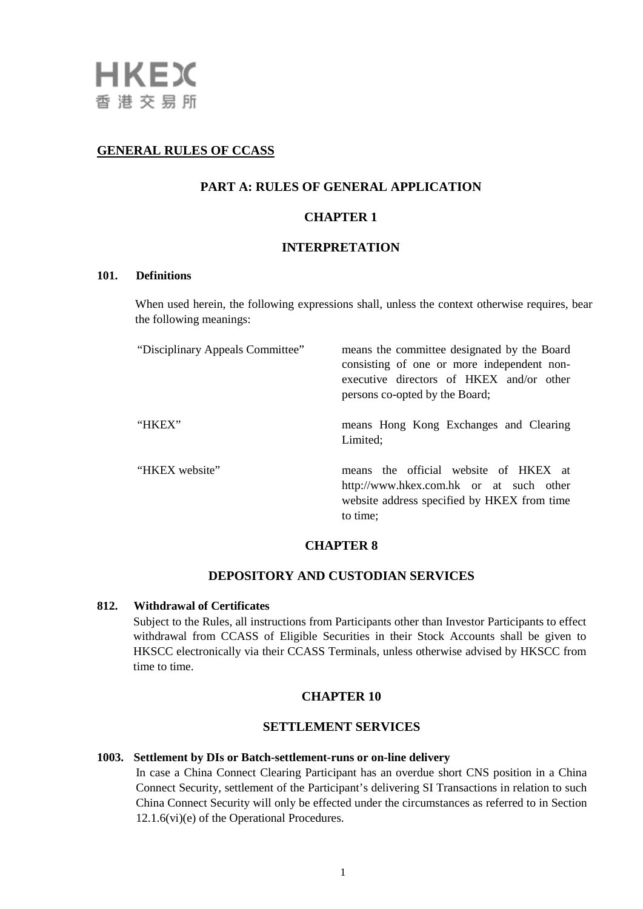## GENERAL RULES OF CCASS

### PART A: RULES OF GENERAL APPLICATION

### CHAPTER 1

### INTERPRETATION

**101. Definitions**

When used herein, the following expressions shall, unless the context otherwise requires, bear the following meanings:

| | |
|---|---|
| "Disciplinary Appeals Committee" | means the committee designated by the Board consisting of one or more independent non-executive directors of HKEX and/or other persons co-opted by the Board; |
| "HKEX" | means Hong Kong Exchanges and Clearing Limited; |
| "HKEX website" | means the official website of HKEX at http://www.hkex.com.hk or at such other website address specified by HKEX from time to time; |

### CHAPTER 8

### DEPOSITORY AND CUSTODIAN SERVICES

**812. Withdrawal of Certificates**

Subject to the Rules, all instructions from Participants other than Investor Participants to effect withdrawal from CCASS of Eligible Securities in their Stock Accounts shall be given to HKSCC electronically via their CCASS Terminals, unless otherwise advised by HKSCC from time to time.

### CHAPTER 10

### SETTLEMENT SERVICES

**1003. Settlement by DIs or Batch-settlement-runs or on-line delivery**

In case a China Connect Clearing Participant has an overdue short CNS position in a China Connect Security, settlement of the Participant's delivering SI Transactions in relation to such China Connect Security will only be effected under the circumstances as referred to in Section 12.1.6(vi)(e) of the Operational Procedures.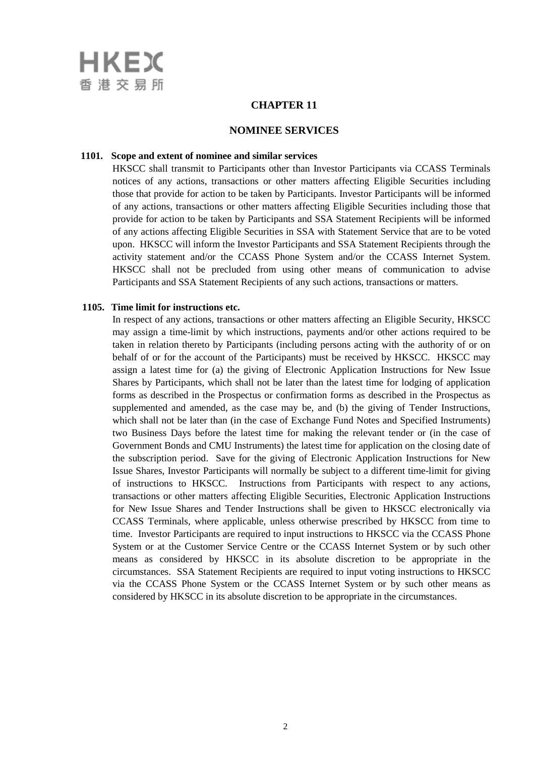# CHAPTER 11

## NOMINEE SERVICES

**1101. Scope and extent of nominee and similar services**

HKSCC shall transmit to Participants other than Investor Participants via CCASS Terminals notices of any actions, transactions or other matters affecting Eligible Securities including those that provide for action to be taken by Participants. Investor Participants will be informed of any actions, transactions or other matters affecting Eligible Securities including those that provide for action to be taken by Participants and SSA Statement Recipients will be informed of any actions affecting Eligible Securities in SSA with Statement Service that are to be voted upon. HKSCC will inform the Investor Participants and SSA Statement Recipients through the activity statement and/or the CCASS Phone System and/or the CCASS Internet System. HKSCC shall not be precluded from using other means of communication to advise Participants and SSA Statement Recipients of any such actions, transactions or matters.

**1105. Time limit for instructions etc.**

In respect of any actions, transactions or other matters affecting an Eligible Security, HKSCC may assign a time-limit by which instructions, payments and/or other actions required to be taken in relation thereto by Participants (including persons acting with the authority of or on behalf of or for the account of the Participants) must be received by HKSCC. HKSCC may assign a latest time for (a) the giving of Electronic Application Instructions for New Issue Shares by Participants, which shall not be later than the latest time for lodging of application forms as described in the Prospectus or confirmation forms as described in the Prospectus as supplemented and amended, as the case may be, and (b) the giving of Tender Instructions, which shall not be later than (in the case of Exchange Fund Notes and Specified Instruments) two Business Days before the latest time for making the relevant tender or (in the case of Government Bonds and CMU Instruments) the latest time for application on the closing date of the subscription period. Save for the giving of Electronic Application Instructions for New Issue Shares, Investor Participants will normally be subject to a different time-limit for giving of instructions to HKSCC. Instructions from Participants with respect to any actions, transactions or other matters affecting Eligible Securities, Electronic Application Instructions for New Issue Shares and Tender Instructions shall be given to HKSCC electronically via CCASS Terminals, where applicable, unless otherwise prescribed by HKSCC from time to time. Investor Participants are required to input instructions to HKSCC via the CCASS Phone System or at the Customer Service Centre or the CCASS Internet System or by such other means as considered by HKSCC in its absolute discretion to be appropriate in the circumstances. SSA Statement Recipients are required to input voting instructions to HKSCC via the CCASS Phone System or the CCASS Internet System or by such other means as considered by HKSCC in its absolute discretion to be appropriate in the circumstances.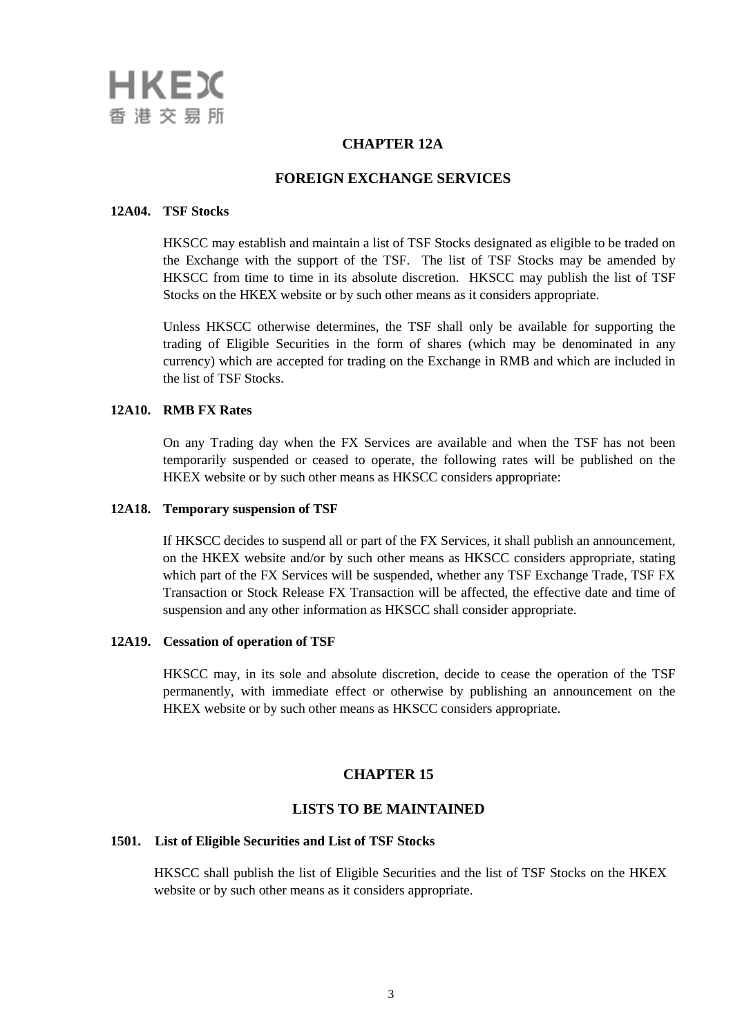# CHAPTER 12A

## FOREIGN EXCHANGE SERVICES

### 12A04. TSF Stocks

HKSCC may establish and maintain a list of TSF Stocks designated as eligible to be traded on the Exchange with the support of the TSF. The list of TSF Stocks may be amended by HKSCC from time to time in its absolute discretion. HKSCC may publish the list of TSF Stocks on the HKEX website or by such other means as it considers appropriate.

Unless HKSCC otherwise determines, the TSF shall only be available for supporting the trading of Eligible Securities in the form of shares (which may be denominated in any currency) which are accepted for trading on the Exchange in RMB and which are included in the list of TSF Stocks.

### 12A10. RMB FX Rates

On any Trading day when the FX Services are available and when the TSF has not been temporarily suspended or ceased to operate, the following rates will be published on the HKEX website or by such other means as HKSCC considers appropriate:

### 12A18. Temporary suspension of TSF

If HKSCC decides to suspend all or part of the FX Services, it shall publish an announcement, on the HKEX website and/or by such other means as HKSCC considers appropriate, stating which part of the FX Services will be suspended, whether any TSF Exchange Trade, TSF FX Transaction or Stock Release FX Transaction will be affected, the effective date and time of suspension and any other information as HKSCC shall consider appropriate.

### 12A19. Cessation of operation of TSF

HKSCC may, in its sole and absolute discretion, decide to cease the operation of the TSF permanently, with immediate effect or otherwise by publishing an announcement on the HKEX website or by such other means as HKSCC considers appropriate.

# CHAPTER 15

## LISTS TO BE MAINTAINED

### 1501. List of Eligible Securities and List of TSF Stocks

HKSCC shall publish the list of Eligible Securities and the list of TSF Stocks on the HKEX website or by such other means as it considers appropriate.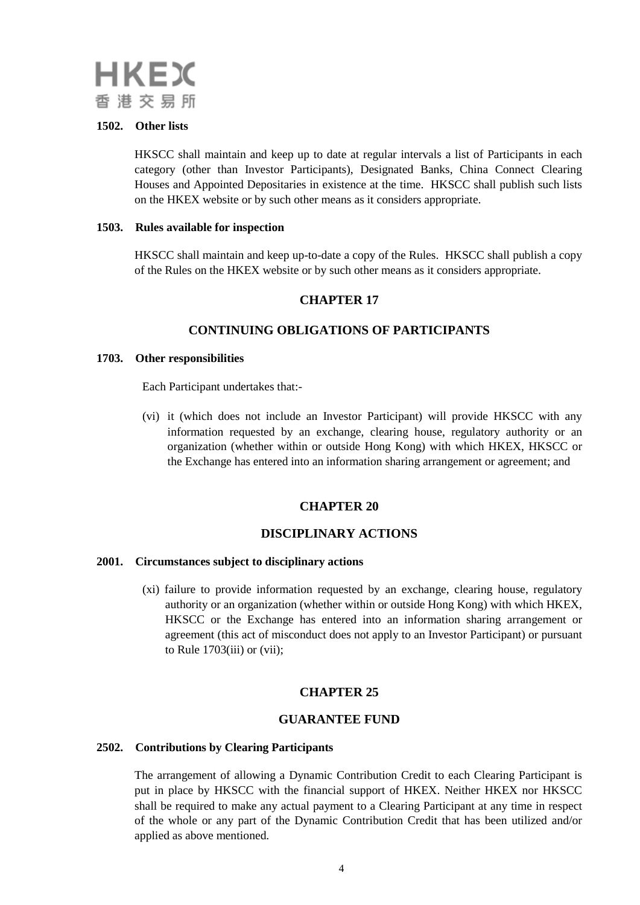**1502. Other lists**

HKSCC shall maintain and keep up to date at regular intervals a list of Participants in each category (other than Investor Participants), Designated Banks, China Connect Clearing Houses and Appointed Depositaries in existence at the time. HKSCC shall publish such lists on the HKEX website or by such other means as it considers appropriate.

**1503. Rules available for inspection**

HKSCC shall maintain and keep up-to-date a copy of the Rules. HKSCC shall publish a copy of the Rules on the HKEX website or by such other means as it considers appropriate.

## CHAPTER 17

## CONTINUING OBLIGATIONS OF PARTICIPANTS

**1703. Other responsibilities**

Each Participant undertakes that:-

(vi) it (which does not include an Investor Participant) will provide HKSCC with any information requested by an exchange, clearing house, regulatory authority or an organization (whether within or outside Hong Kong) with which HKEX, HKSCC or the Exchange has entered into an information sharing arrangement or agreement; and

## CHAPTER 20

## DISCIPLINARY ACTIONS

**2001. Circumstances subject to disciplinary actions**

(xi) failure to provide information requested by an exchange, clearing house, regulatory authority or an organization (whether within or outside Hong Kong) with which HKEX, HKSCC or the Exchange has entered into an information sharing arrangement or agreement (this act of misconduct does not apply to an Investor Participant) or pursuant to Rule 1703(iii) or (vii);

## CHAPTER 25

## GUARANTEE FUND

**2502. Contributions by Clearing Participants**

The arrangement of allowing a Dynamic Contribution Credit to each Clearing Participant is put in place by HKSCC with the financial support of HKEX. Neither HKEX nor HKSCC shall be required to make any actual payment to a Clearing Participant at any time in respect of the whole or any part of the Dynamic Contribution Credit that has been utilized and/or applied as above mentioned.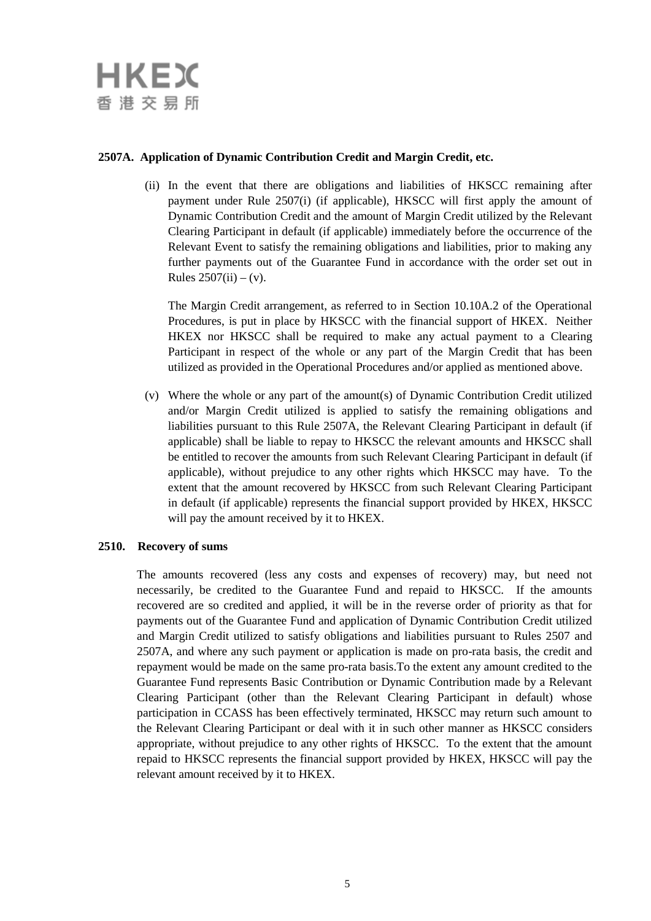**2507A. Application of Dynamic Contribution Credit and Margin Credit, etc.**

(ii) In the event that there are obligations and liabilities of HKSCC remaining after payment under Rule 2507(i) (if applicable), HKSCC will first apply the amount of Dynamic Contribution Credit and the amount of Margin Credit utilized by the Relevant Clearing Participant in default (if applicable) immediately before the occurrence of the Relevant Event to satisfy the remaining obligations and liabilities, prior to making any further payments out of the Guarantee Fund in accordance with the order set out in Rules 2507(ii) – (v).

The Margin Credit arrangement, as referred to in Section 10.10A.2 of the Operational Procedures, is put in place by HKSCC with the financial support of HKEX. Neither HKEX nor HKSCC shall be required to make any actual payment to a Clearing Participant in respect of the whole or any part of the Margin Credit that has been utilized as provided in the Operational Procedures and/or applied as mentioned above.

(v) Where the whole or any part of the amount(s) of Dynamic Contribution Credit utilized and/or Margin Credit utilized is applied to satisfy the remaining obligations and liabilities pursuant to this Rule 2507A, the Relevant Clearing Participant in default (if applicable) shall be liable to repay to HKSCC the relevant amounts and HKSCC shall be entitled to recover the amounts from such Relevant Clearing Participant in default (if applicable), without prejudice to any other rights which HKSCC may have. To the extent that the amount recovered by HKSCC from such Relevant Clearing Participant in default (if applicable) represents the financial support provided by HKEX, HKSCC will pay the amount received by it to HKEX.

**2510. Recovery of sums**

The amounts recovered (less any costs and expenses of recovery) may, but need not necessarily, be credited to the Guarantee Fund and repaid to HKSCC. If the amounts recovered are so credited and applied, it will be in the reverse order of priority as that for payments out of the Guarantee Fund and application of Dynamic Contribution Credit utilized and Margin Credit utilized to satisfy obligations and liabilities pursuant to Rules 2507 and 2507A, and where any such payment or application is made on pro-rata basis, the credit and repayment would be made on the same pro-rata basis.To the extent any amount credited to the Guarantee Fund represents Basic Contribution or Dynamic Contribution made by a Relevant Clearing Participant (other than the Relevant Clearing Participant in default) whose participation in CCASS has been effectively terminated, HKSCC may return such amount to the Relevant Clearing Participant or deal with it in such other manner as HKSCC considers appropriate, without prejudice to any other rights of HKSCC. To the extent that the amount repaid to HKSCC represents the financial support provided by HKEX, HKSCC will pay the relevant amount received by it to HKEX.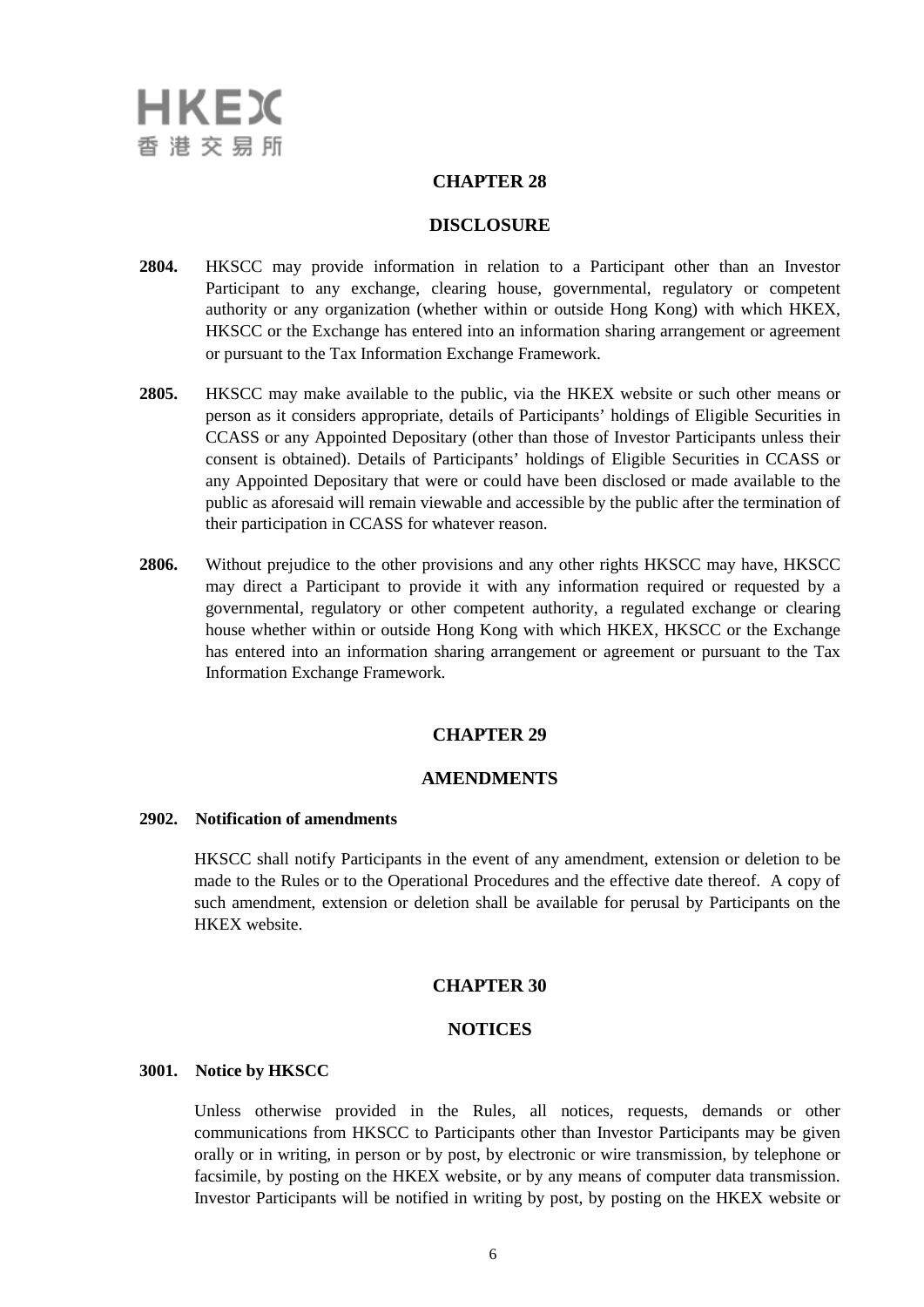## CHAPTER 28

## DISCLOSURE

**2804.** HKSCC may provide information in relation to a Participant other than an Investor Participant to any exchange, clearing house, governmental, regulatory or competent authority or any organization (whether within or outside Hong Kong) with which HKEX, HKSCC or the Exchange has entered into an information sharing arrangement or agreement or pursuant to the Tax Information Exchange Framework.

**2805.** HKSCC may make available to the public, via the HKEX website or such other means or person as it considers appropriate, details of Participants' holdings of Eligible Securities in CCASS or any Appointed Depositary (other than those of Investor Participants unless their consent is obtained). Details of Participants' holdings of Eligible Securities in CCASS or any Appointed Depositary that were or could have been disclosed or made available to the public as aforesaid will remain viewable and accessible by the public after the termination of their participation in CCASS for whatever reason.

**2806.** Without prejudice to the other provisions and any other rights HKSCC may have, HKSCC may direct a Participant to provide it with any information required or requested by a governmental, regulatory or other competent authority, a regulated exchange or clearing house whether within or outside Hong Kong with which HKEX, HKSCC or the Exchange has entered into an information sharing arrangement or agreement or pursuant to the Tax Information Exchange Framework.

## CHAPTER 29

## AMENDMENTS

**2902. Notification of amendments**

HKSCC shall notify Participants in the event of any amendment, extension or deletion to be made to the Rules or to the Operational Procedures and the effective date thereof. A copy of such amendment, extension or deletion shall be available for perusal by Participants on the HKEX website.

## CHAPTER 30

## NOTICES

**3001. Notice by HKSCC**

Unless otherwise provided in the Rules, all notices, requests, demands or other communications from HKSCC to Participants other than Investor Participants may be given orally or in writing, in person or by post, by electronic or wire transmission, by telephone or facsimile, by posting on the HKEX website, or by any means of computer data transmission. Investor Participants will be notified in writing by post, by posting on the HKEX website or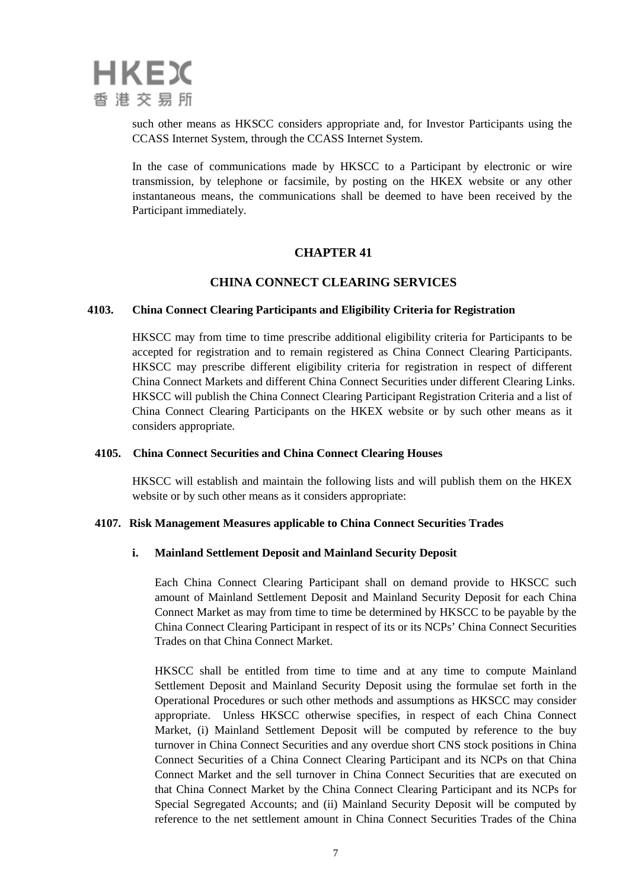such other means as HKSCC considers appropriate and, for Investor Participants using the CCASS Internet System, through the CCASS Internet System.

In the case of communications made by HKSCC to a Participant by electronic or wire transmission, by telephone or facsimile, by posting on the HKEX website or any other instantaneous means, the communications shall be deemed to have been received by the Participant immediately.

## CHAPTER 41

## CHINA CONNECT CLEARING SERVICES

### 4103. China Connect Clearing Participants and Eligibility Criteria for Registration

HKSCC may from time to time prescribe additional eligibility criteria for Participants to be accepted for registration and to remain registered as China Connect Clearing Participants. HKSCC may prescribe different eligibility criteria for registration in respect of different China Connect Markets and different China Connect Securities under different Clearing Links. HKSCC will publish the China Connect Clearing Participant Registration Criteria and a list of China Connect Clearing Participants on the HKEX website or by such other means as it considers appropriate.

### 4105. China Connect Securities and China Connect Clearing Houses

HKSCC will establish and maintain the following lists and will publish them on the HKEX website or by such other means as it considers appropriate:

### 4107. Risk Management Measures applicable to China Connect Securities Trades

**i. Mainland Settlement Deposit and Mainland Security Deposit**

Each China Connect Clearing Participant shall on demand provide to HKSCC such amount of Mainland Settlement Deposit and Mainland Security Deposit for each China Connect Market as may from time to time be determined by HKSCC to be payable by the China Connect Clearing Participant in respect of its or its NCPs' China Connect Securities Trades on that China Connect Market.

HKSCC shall be entitled from time to time and at any time to compute Mainland Settlement Deposit and Mainland Security Deposit using the formulae set forth in the Operational Procedures or such other methods and assumptions as HKSCC may consider appropriate. Unless HKSCC otherwise specifies, in respect of each China Connect Market, (i) Mainland Settlement Deposit will be computed by reference to the buy turnover in China Connect Securities and any overdue short CNS stock positions in China Connect Securities of a China Connect Clearing Participant and its NCPs on that China Connect Market and the sell turnover in China Connect Securities that are executed on that China Connect Market by the China Connect Clearing Participant and its NCPs for Special Segregated Accounts; and (ii) Mainland Security Deposit will be computed by reference to the net settlement amount in China Connect Securities Trades of the China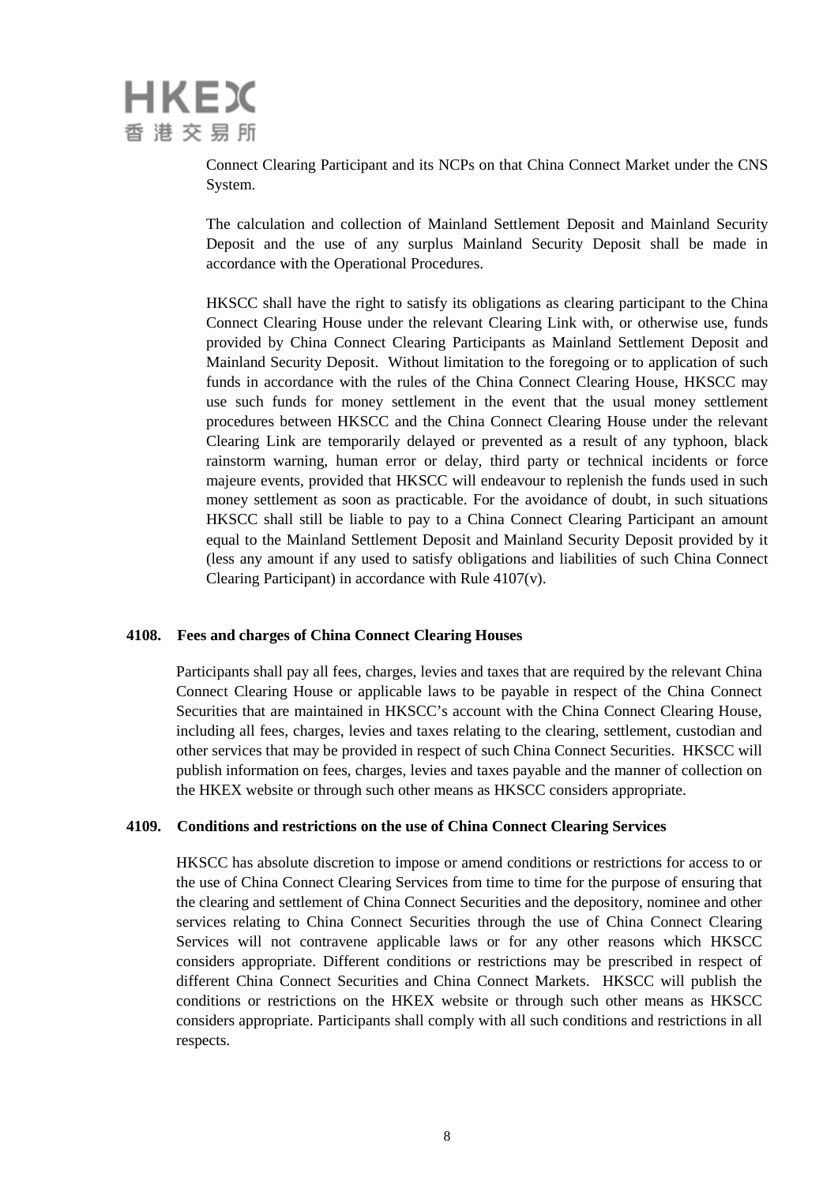Connect Clearing Participant and its NCPs on that China Connect Market under the CNS System.

The calculation and collection of Mainland Settlement Deposit and Mainland Security Deposit and the use of any surplus Mainland Security Deposit shall be made in accordance with the Operational Procedures.

HKSCC shall have the right to satisfy its obligations as clearing participant to the China Connect Clearing House under the relevant Clearing Link with, or otherwise use, funds provided by China Connect Clearing Participants as Mainland Settlement Deposit and Mainland Security Deposit. Without limitation to the foregoing or to application of such funds in accordance with the rules of the China Connect Clearing House, HKSCC may use such funds for money settlement in the event that the usual money settlement procedures between HKSCC and the China Connect Clearing House under the relevant Clearing Link are temporarily delayed or prevented as a result of any typhoon, black rainstorm warning, human error or delay, third party or technical incidents or force majeure events, provided that HKSCC will endeavour to replenish the funds used in such money settlement as soon as practicable. For the avoidance of doubt, in such situations HKSCC shall still be liable to pay to a China Connect Clearing Participant an amount equal to the Mainland Settlement Deposit and Mainland Security Deposit provided by it (less any amount if any used to satisfy obligations and liabilities of such China Connect Clearing Participant) in accordance with Rule 4107(v).

**4108. Fees and charges of China Connect Clearing Houses**

Participants shall pay all fees, charges, levies and taxes that are required by the relevant China Connect Clearing House or applicable laws to be payable in respect of the China Connect Securities that are maintained in HKSCC's account with the China Connect Clearing House, including all fees, charges, levies and taxes relating to the clearing, settlement, custodian and other services that may be provided in respect of such China Connect Securities. HKSCC will publish information on fees, charges, levies and taxes payable and the manner of collection on the HKEX website or through such other means as HKSCC considers appropriate.

**4109. Conditions and restrictions on the use of China Connect Clearing Services**

HKSCC has absolute discretion to impose or amend conditions or restrictions for access to or the use of China Connect Clearing Services from time to time for the purpose of ensuring that the clearing and settlement of China Connect Securities and the depository, nominee and other services relating to China Connect Securities through the use of China Connect Clearing Services will not contravene applicable laws or for any other reasons which HKSCC considers appropriate. Different conditions or restrictions may be prescribed in respect of different China Connect Securities and China Connect Markets. HKSCC will publish the conditions or restrictions on the HKEX website or through such other means as HKSCC considers appropriate. Participants shall comply with all such conditions and restrictions in all respects.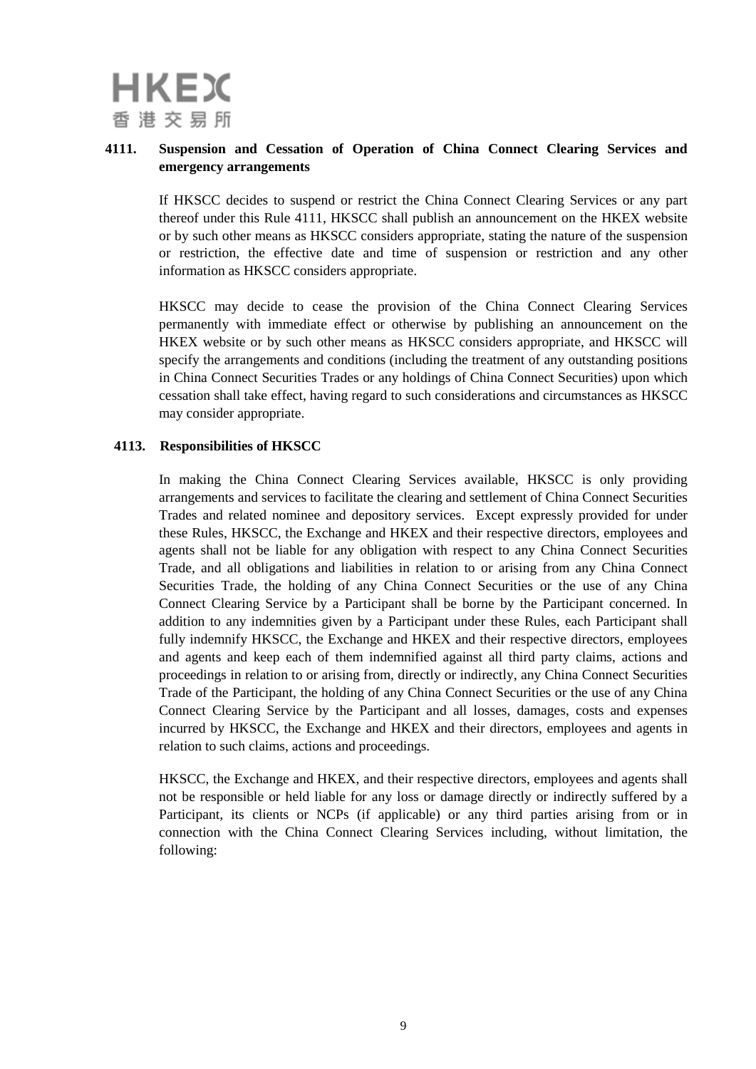**4111. Suspension and Cessation of Operation of China Connect Clearing Services and emergency arrangements**

If HKSCC decides to suspend or restrict the China Connect Clearing Services or any part thereof under this Rule 4111, HKSCC shall publish an announcement on the HKEX website or by such other means as HKSCC considers appropriate, stating the nature of the suspension or restriction, the effective date and time of suspension or restriction and any other information as HKSCC considers appropriate.

HKSCC may decide to cease the provision of the China Connect Clearing Services permanently with immediate effect or otherwise by publishing an announcement on the HKEX website or by such other means as HKSCC considers appropriate, and HKSCC will specify the arrangements and conditions (including the treatment of any outstanding positions in China Connect Securities Trades or any holdings of China Connect Securities) upon which cessation shall take effect, having regard to such considerations and circumstances as HKSCC may consider appropriate.

**4113. Responsibilities of HKSCC**

In making the China Connect Clearing Services available, HKSCC is only providing arrangements and services to facilitate the clearing and settlement of China Connect Securities Trades and related nominee and depository services. Except expressly provided for under these Rules, HKSCC, the Exchange and HKEX and their respective directors, employees and agents shall not be liable for any obligation with respect to any China Connect Securities Trade, and all obligations and liabilities in relation to or arising from any China Connect Securities Trade, the holding of any China Connect Securities or the use of any China Connect Clearing Service by a Participant shall be borne by the Participant concerned. In addition to any indemnities given by a Participant under these Rules, each Participant shall fully indemnify HKSCC, the Exchange and HKEX and their respective directors, employees and agents and keep each of them indemnified against all third party claims, actions and proceedings in relation to or arising from, directly or indirectly, any China Connect Securities Trade of the Participant, the holding of any China Connect Securities or the use of any China Connect Clearing Service by the Participant and all losses, damages, costs and expenses incurred by HKSCC, the Exchange and HKEX and their directors, employees and agents in relation to such claims, actions and proceedings.

HKSCC, the Exchange and HKEX, and their respective directors, employees and agents shall not be responsible or held liable for any loss or damage directly or indirectly suffered by a Participant, its clients or NCPs (if applicable) or any third parties arising from or in connection with the China Connect Clearing Services including, without limitation, the following: